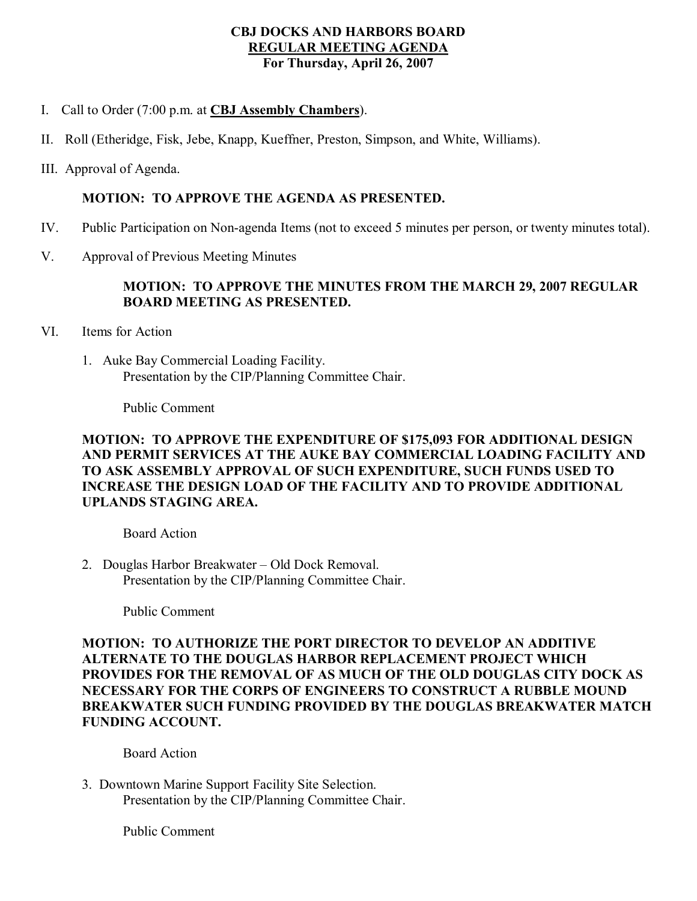**CBJ DOCKS AND HARBORS BOARD**
**REGULAR MEETING AGENDA**
**For Thursday, April 26, 2007**

I. Call to Order (7:00 p.m. at **CBJ Assembly Chambers**).

II. Roll (Etheridge, Fisk, Jebe, Knapp, Kueffner, Preston, Simpson, and White, Williams).

III. Approval of Agenda.

**MOTION: TO APPROVE THE AGENDA AS PRESENTED.**

IV. Public Participation on Non-agenda Items (not to exceed 5 minutes per person, or twenty minutes total).

V. Approval of Previous Meeting Minutes

**MOTION: TO APPROVE THE MINUTES FROM THE MARCH 29, 2007 REGULAR BOARD MEETING AS PRESENTED.**

VI. Items for Action

1. Auke Bay Commercial Loading Facility.
   Presentation by the CIP/Planning Committee Chair.

   Public Comment

   **MOTION: TO APPROVE THE EXPENDITURE OF $175,093 FOR ADDITIONAL DESIGN AND PERMIT SERVICES AT THE AUKE BAY COMMERCIAL LOADING FACILITY AND TO ASK ASSEMBLY APPROVAL OF SUCH EXPENDITURE, SUCH FUNDS USED TO INCREASE THE DESIGN LOAD OF THE FACILITY AND TO PROVIDE ADDITIONAL UPLANDS STAGING AREA.**

   Board Action

2. Douglas Harbor Breakwater – Old Dock Removal.
   Presentation by the CIP/Planning Committee Chair.

   Public Comment

   **MOTION: TO AUTHORIZE THE PORT DIRECTOR TO DEVELOP AN ADDITIVE ALTERNATE TO THE DOUGLAS HARBOR REPLACEMENT PROJECT WHICH PROVIDES FOR THE REMOVAL OF AS MUCH OF THE OLD DOUGLAS CITY DOCK AS NECESSARY FOR THE CORPS OF ENGINEERS TO CONSTRUCT A RUBBLE MOUND BREAKWATER SUCH FUNDING PROVIDED BY THE DOUGLAS BREAKWATER MATCH FUNDING ACCOUNT.**

   Board Action

3. Downtown Marine Support Facility Site Selection.
   Presentation by the CIP/Planning Committee Chair.

   Public Comment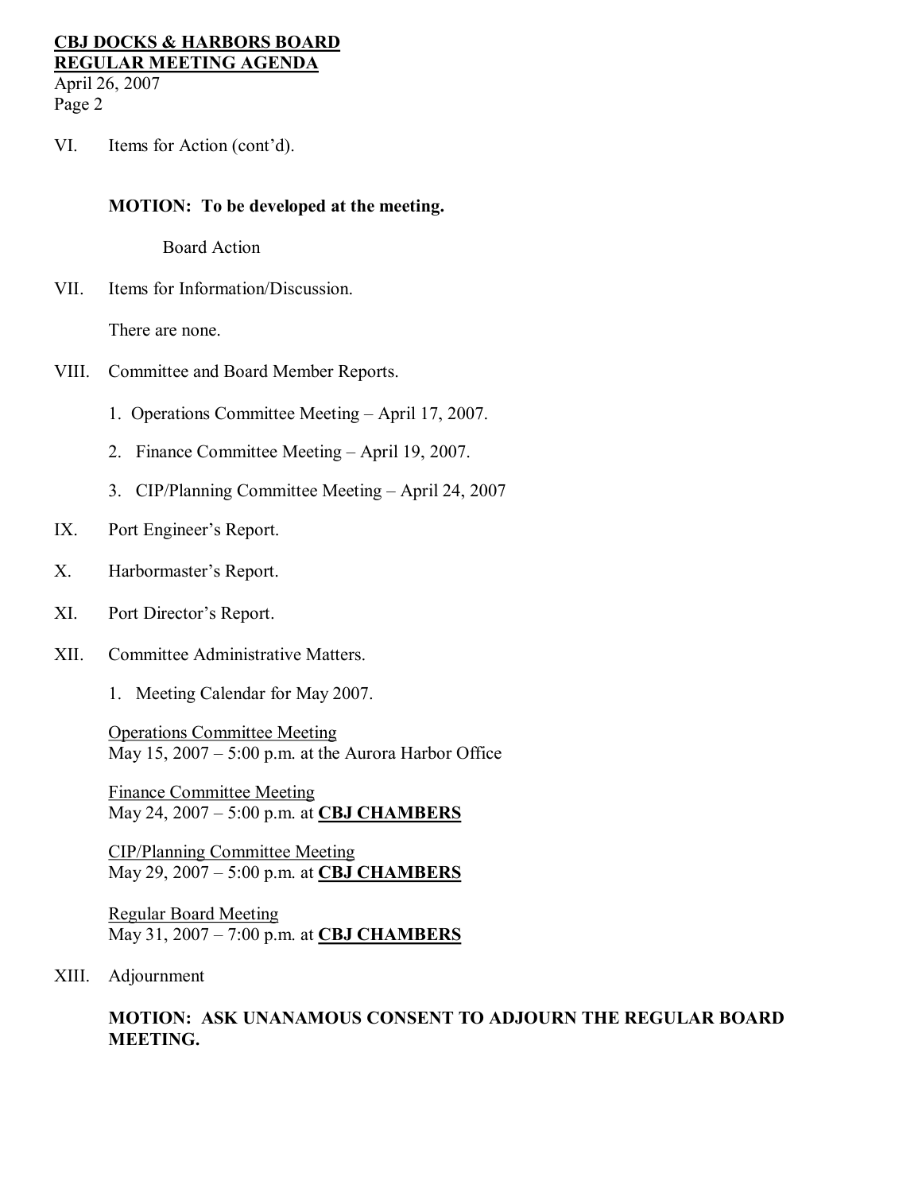VI. Items for Action (cont'd).

**MOTION: To be developed at the meeting.**

Board Action

VII. Items for Information/Discussion.

There are none.

VIII. Committee and Board Member Reports.

1. Operations Committee Meeting – April 17, 2007.
2. Finance Committee Meeting – April 19, 2007.
3. CIP/Planning Committee Meeting – April 24, 2007

IX. Port Engineer's Report.

X. Harbormaster's Report.

XI. Port Director's Report.

XII. Committee Administrative Matters.

1. Meeting Calendar for May 2007.

<u>Operations Committee Meeting</u>
May 15, 2007 – 5:00 p.m. at the Aurora Harbor Office

<u>Finance Committee Meeting</u>
May 24, 2007 – 5:00 p.m. at **<u>CBJ CHAMBERS</u>**

<u>CIP/Planning Committee Meeting</u>
May 29, 2007 – 5:00 p.m. at **<u>CBJ CHAMBERS</u>**

<u>Regular Board Meeting</u>
May 31, 2007 – 7:00 p.m. at **<u>CBJ CHAMBERS</u>**

XIII. Adjournment

**MOTION: ASK UNANAMOUS CONSENT TO ADJOURN THE REGULAR BOARD MEETING.**